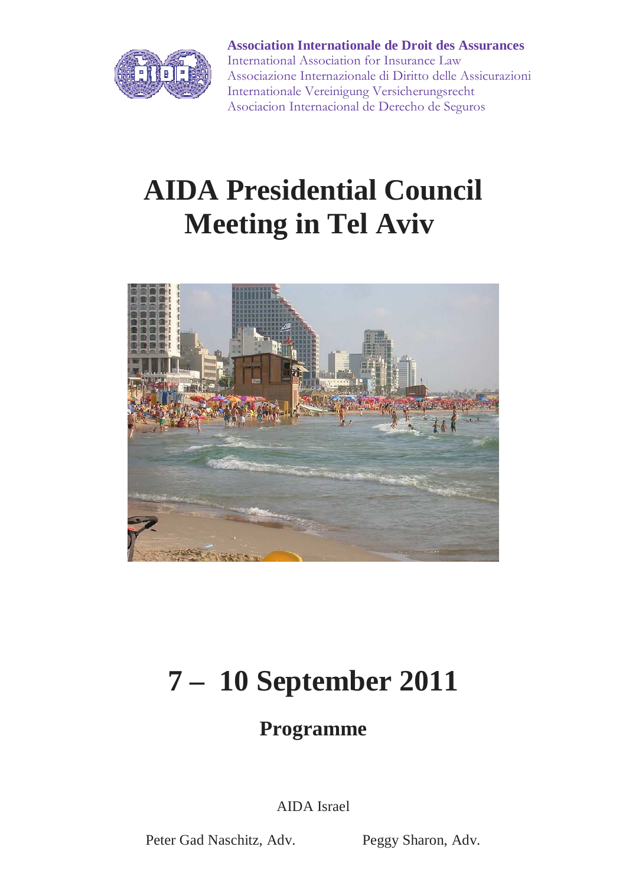**Association Internationale de Droit des Assurances**
International Association for Insurance Law
Associazione Internazionale di Diritto delle Assicurazioni
Internationale Vereinigung Versicherungsrecht
Asociacion Internacional de Derecho de Seguros

# AIDA Presidential Council Meeting in Tel Aviv

# 7 – 10 September 2011

## Programme

AIDA Israel

Peter Gad Naschitz, Adv. Peggy Sharon, Adv.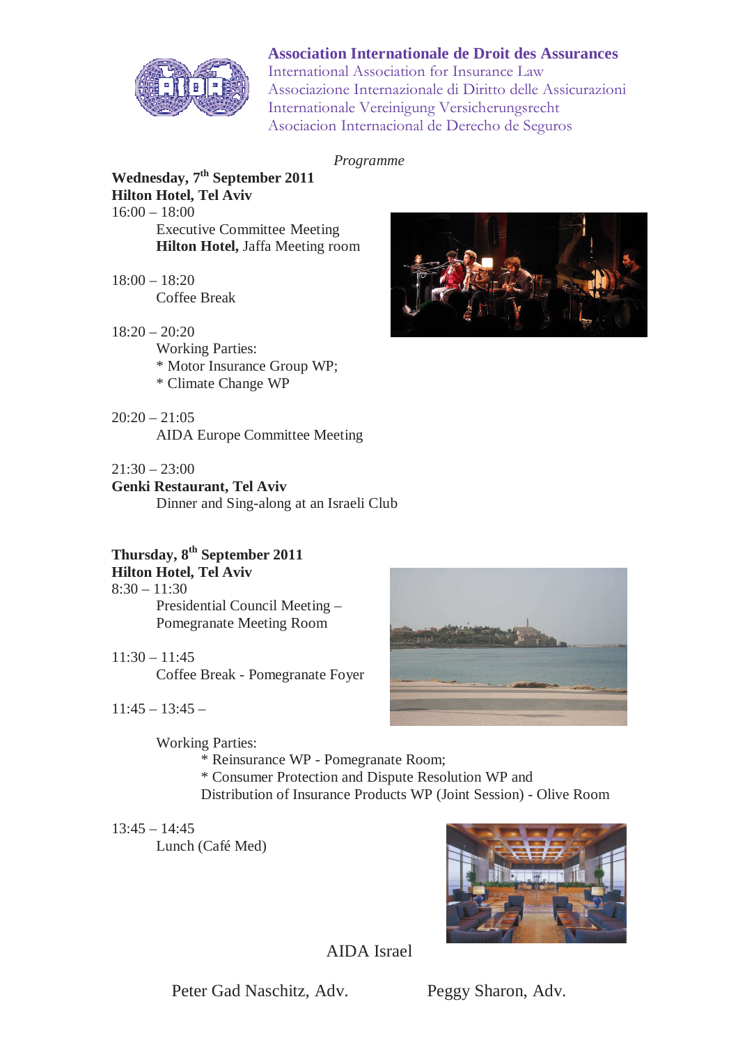**Association Internationale de Droit des Assurances**
International Association for Insurance Law
Associazione Internazionale di Diritto delle Assicurazioni
Internationale Vereinigung Versicherungsrecht
Asociacion Internacional de Derecho de Seguros

*Programme*

**Wednesday, 7th September 2011**
**Hilton Hotel, Tel Aviv**

16:00 – 18:00
Executive Committee Meeting
**Hilton Hotel,** Jaffa Meeting room

18:00 – 18:20
Coffee Break

18:20 – 20:20
Working Parties:
* Motor Insurance Group WP;
* Climate Change WP

20:20 – 21:05
AIDA Europe Committee Meeting

21:30 – 23:00
**Genki Restaurant, Tel Aviv**
Dinner and Sing-along at an Israeli Club

**Thursday, 8th September 2011**
**Hilton Hotel, Tel Aviv**

8:30 – 11:30
Presidential Council Meeting – Pomegranate Meeting Room

11:30 – 11:45
Coffee Break - Pomegranate Foyer

11:45 – 13:45 –

Working Parties:
* Reinsurance WP - Pomegranate Room;
* Consumer Protection and Dispute Resolution WP and Distribution of Insurance Products WP (Joint Session) - Olive Room

13:45 – 14:45
Lunch (Café Med)

AIDA Israel

Peter Gad Naschitz, Adv. Peggy Sharon, Adv.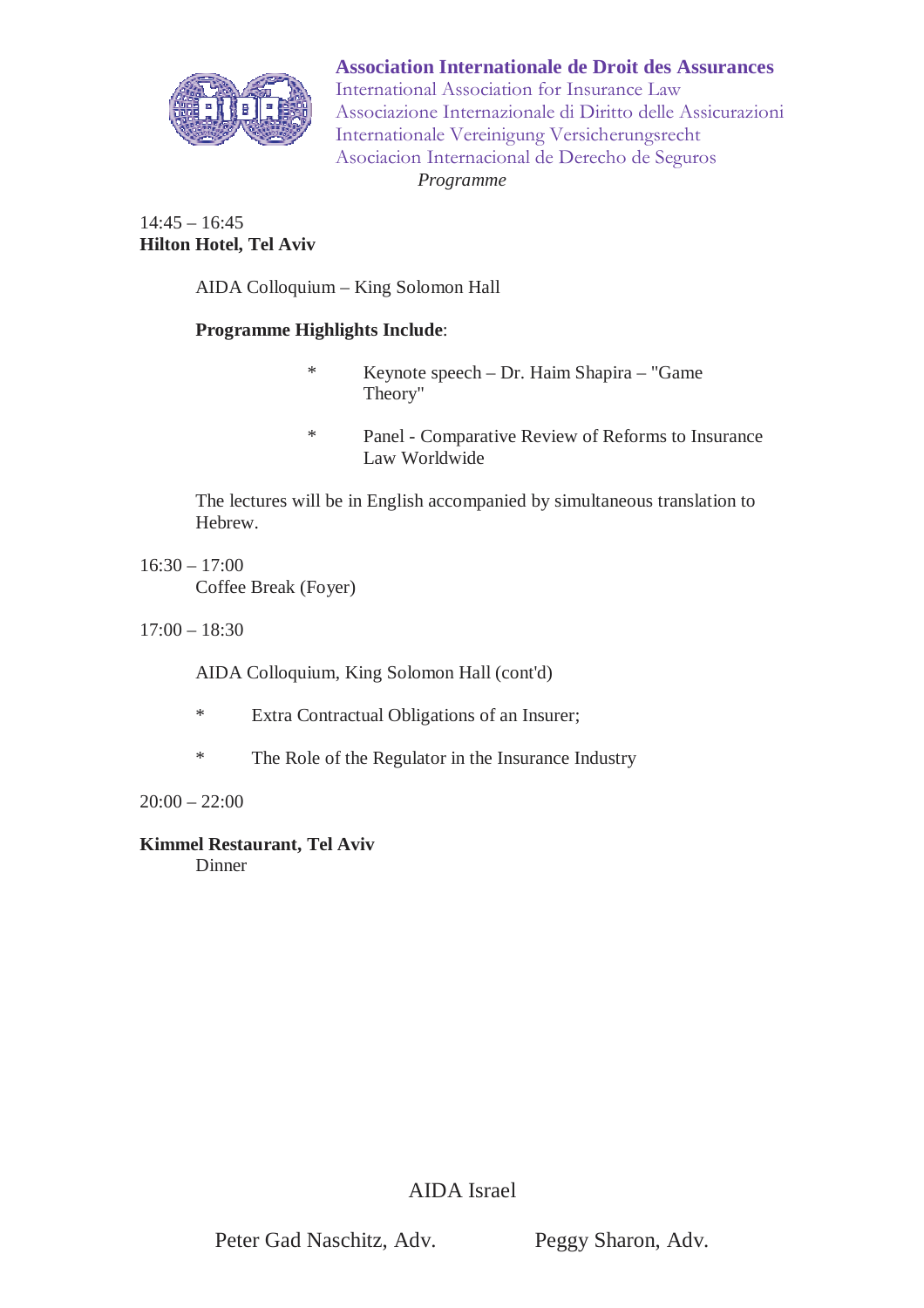**Association Internationale de Droit des Assurances**
International Association for Insurance Law
Associazione Internazionale di Diritto delle Assicurazioni
Internationale Vereinigung Versicherungsrecht
Asociacion Internacional de Derecho de Seguros

*Programme*

14:45 – 16:45
**Hilton Hotel, Tel Aviv**

AIDA Colloquium – King Solomon Hall

**Programme Highlights Include**:

* Keynote speech – Dr. Haim Shapira – "Game Theory"
* Panel - Comparative Review of Reforms to Insurance Law Worldwide

The lectures will be in English accompanied by simultaneous translation to Hebrew.

16:30 – 17:00
Coffee Break (Foyer)

17:00 – 18:30

AIDA Colloquium, King Solomon Hall (cont'd)

* Extra Contractual Obligations of an Insurer;
* The Role of the Regulator in the Insurance Industry

20:00 – 22:00

**Kimmel Restaurant, Tel Aviv**
Dinner

AIDA Israel

Peter Gad Naschitz, Adv. Peggy Sharon, Adv.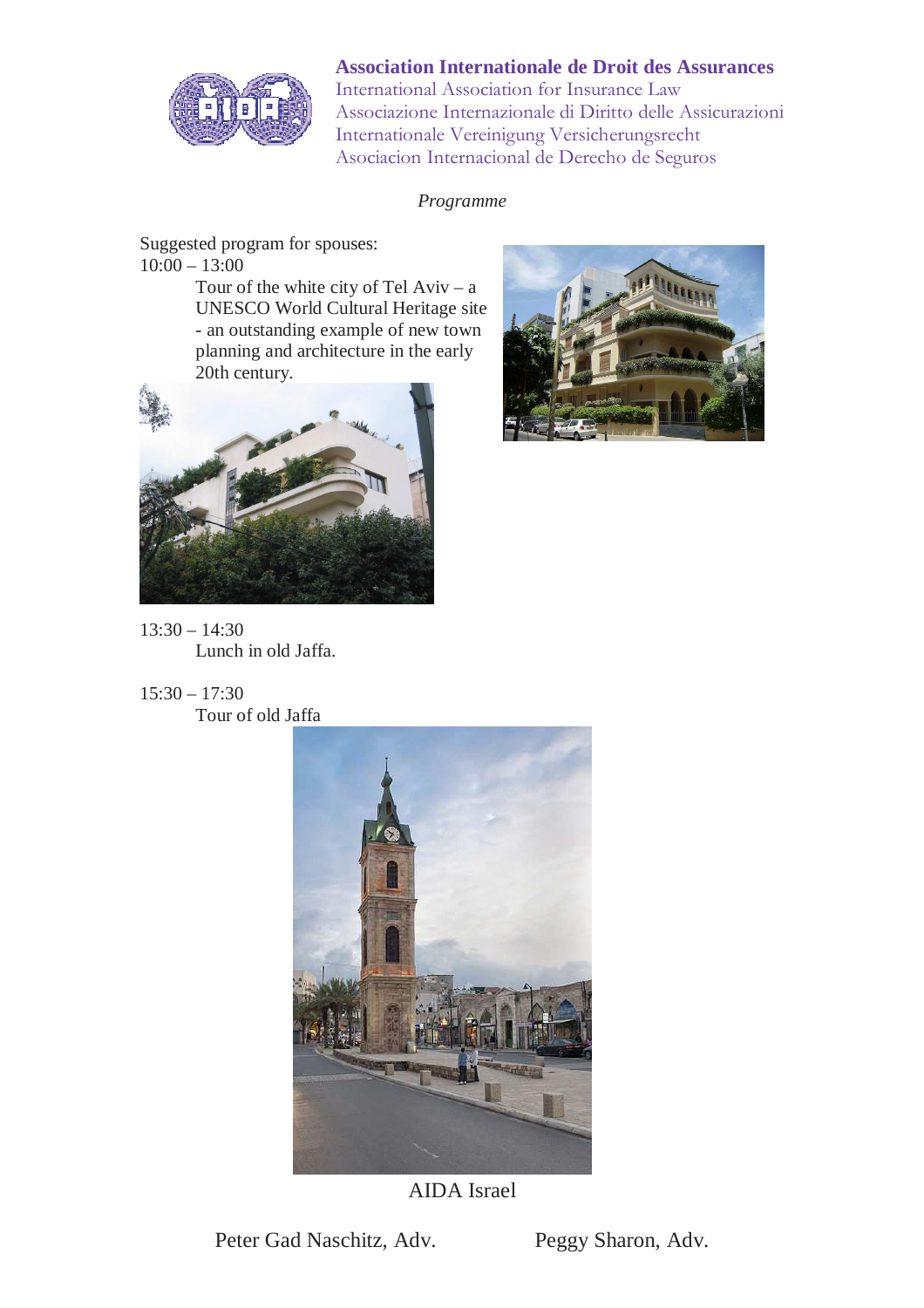**Association Internationale de Droit des Assurances**
International Association for Insurance Law
Associazione Internazionale di Diritto delle Assicurazioni
Internationale Vereinigung Versicherungsrecht
Asociacion Internacional de Derecho de Seguros

*Programme*

Suggested program for spouses:

10:00 – 13:00
Tour of the white city of Tel Aviv – a UNESCO World Cultural Heritage site - an outstanding example of new town planning and architecture in the early 20th century.

13:30 – 14:30
Lunch in old Jaffa.

15:30 – 17:30
Tour of old Jaffa

AIDA Israel

Peter Gad Naschitz, Adv. &nbsp;&nbsp;&nbsp;&nbsp;&nbsp;&nbsp;&nbsp;&nbsp; Peggy Sharon, Adv.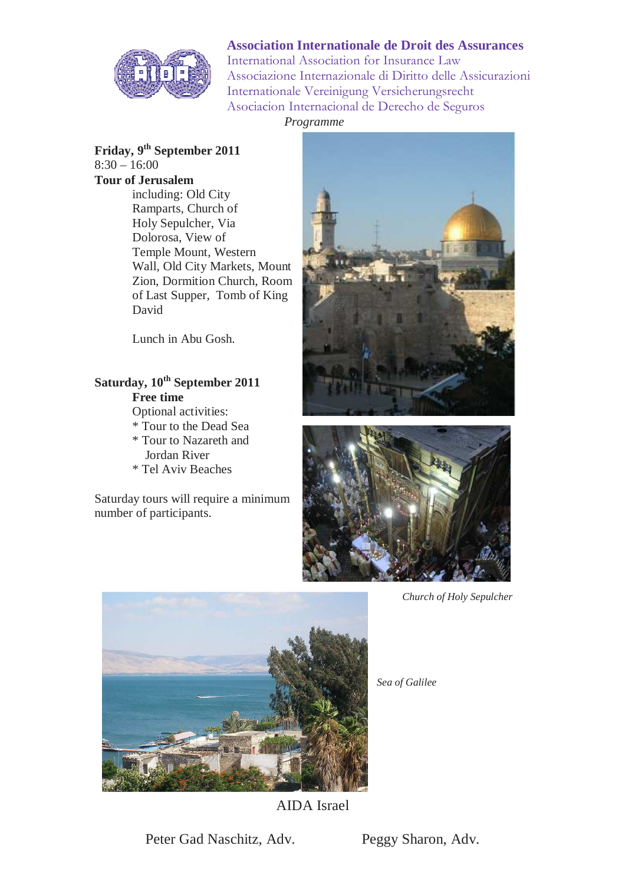**Association Internationale de Droit des Assurances**
International Association for Insurance Law
Associazione Internazionale di Diritto delle Assicurazioni
Internationale Vereinigung Versicherungsrecht
Asociacion Internacional de Derecho de Seguros

*Programme*

**Friday, 9th September 2011**
8:30 – 16:00
**Tour of Jerusalem**

including: Old City Ramparts, Church of Holy Sepulcher, Via Dolorosa, View of Temple Mount, Western Wall, Old City Markets, Mount Zion, Dormition Church, Room of Last Supper, Tomb of King David

Lunch in Abu Gosh.

**Saturday, 10th September 2011**
**Free time**
Optional activities:
* Tour to the Dead Sea
* Tour to Nazareth and Jordan River
* Tel Aviv Beaches

Saturday tours will require a minimum number of participants.

*Church of Holy Sepulcher*

*Sea of Galilee*

AIDA Israel

Peter Gad Naschitz, Adv. Peggy Sharon, Adv.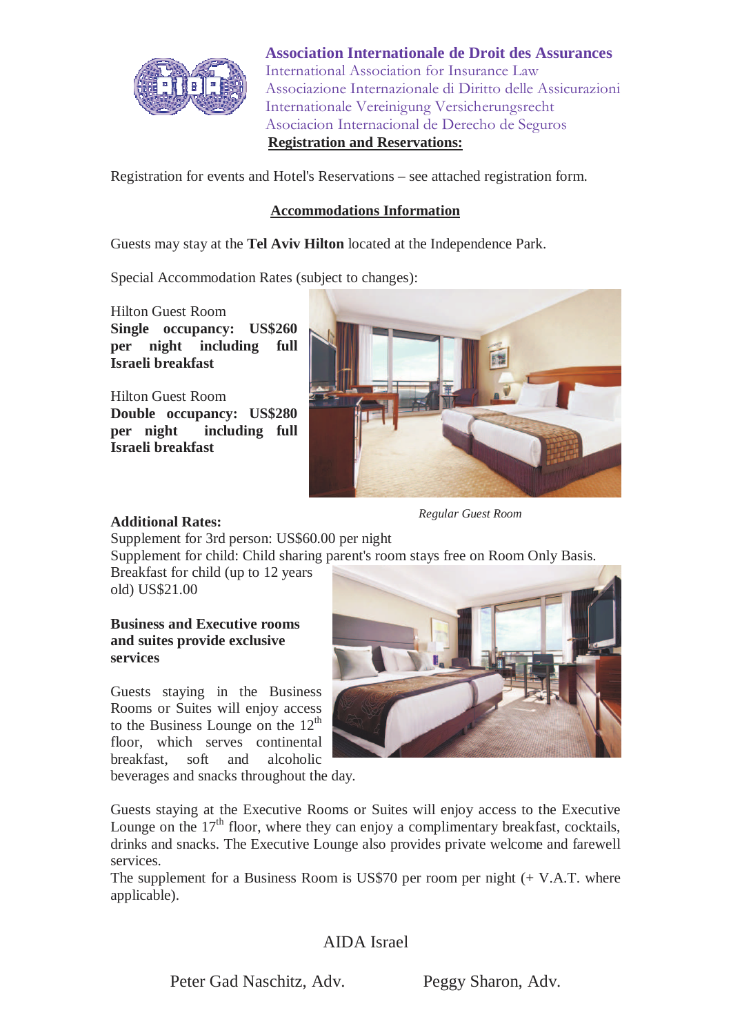**Association Internationale de Droit des Assurances**
International Association for Insurance Law
Associazione Internazionale di Diritto delle Assicurazioni
Internationale Vereinigung Versicherungsrecht
Asociacion Internacional de Derecho de Seguros

**Registration and Reservations:**

Registration for events and Hotel's Reservations – see attached registration form.

**Accommodations Information**

Guests may stay at the **Tel Aviv Hilton** located at the Independence Park.

Special Accommodation Rates (subject to changes):

Hilton Guest Room
**Single occupancy: US$260 per night including full Israeli breakfast**

Hilton Guest Room
**Double occupancy: US$280 per night including full Israeli breakfast**

*Regular Guest Room*

**Additional Rates:**
Supplement for 3rd person: US$60.00 per night
Supplement for child: Child sharing parent's room stays free on Room Only Basis.
Breakfast for child (up to 12 years old) US$21.00

**Business and Executive rooms and suites provide exclusive services**

Guests staying in the Business Rooms or Suites will enjoy access to the Business Lounge on the 12th floor, which serves continental breakfast, soft and alcoholic beverages and snacks throughout the day.

Guests staying at the Executive Rooms or Suites will enjoy access to the Executive Lounge on the 17th floor, where they can enjoy a complimentary breakfast, cocktails, drinks and snacks. The Executive Lounge also provides private welcome and farewell services.
The supplement for a Business Room is US$70 per room per night (+ V.A.T. where applicable).

AIDA Israel

Peter Gad Naschitz, Adv. Peggy Sharon, Adv.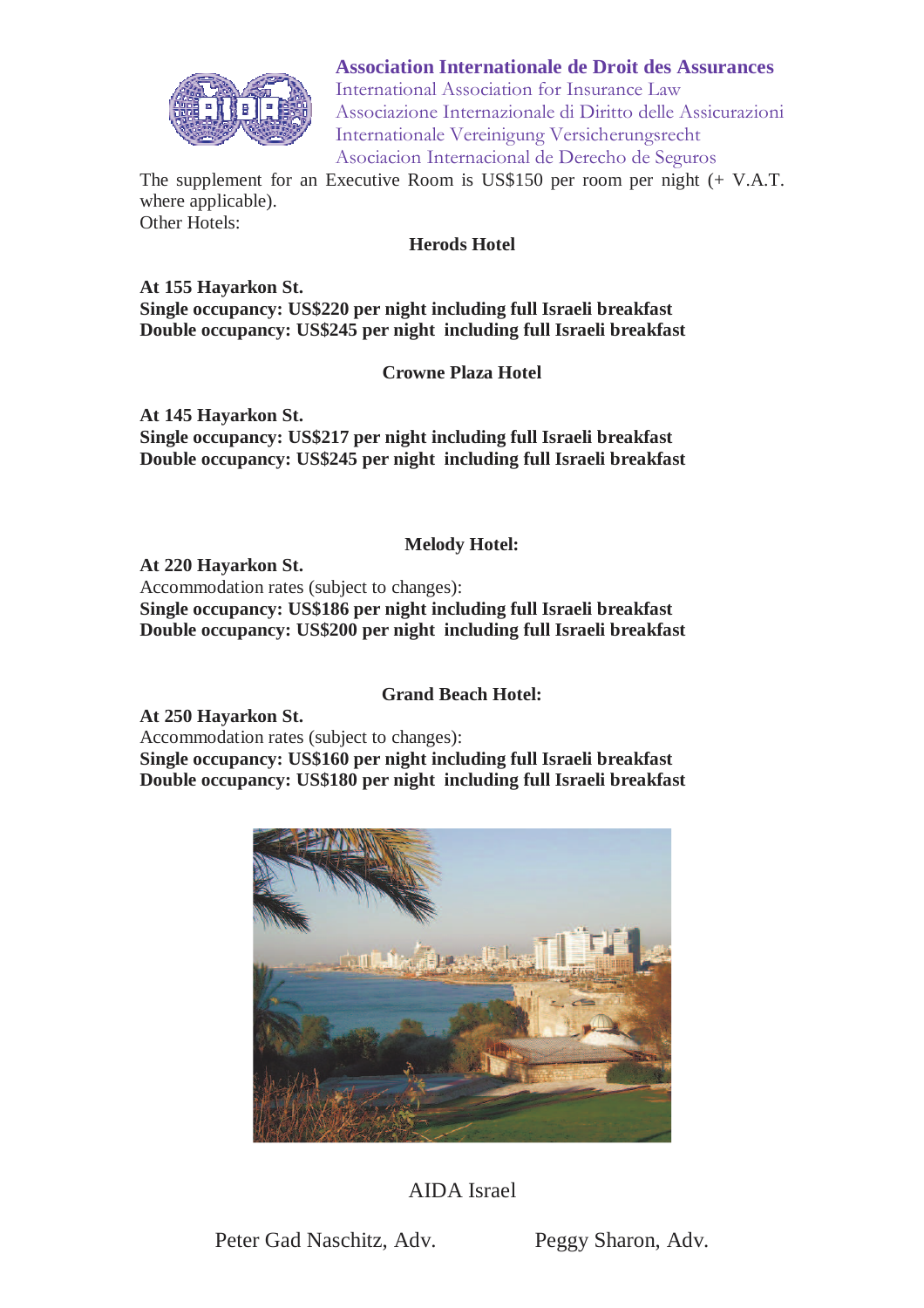The supplement for an Executive Room is US$150 per room per night (+ V.A.T. where applicable).

Other Hotels:

**Herods Hotel**

**At 155 Hayarkon St.**
**Single occupancy: US$220 per night including full Israeli breakfast**
**Double occupancy: US$245 per night including full Israeli breakfast**

**Crowne Plaza Hotel**

**At 145 Hayarkon St.**
**Single occupancy: US$217 per night including full Israeli breakfast**
**Double occupancy: US$245 per night including full Israeli breakfast**

**Melody Hotel:**

**At 220 Hayarkon St.**
Accommodation rates (subject to changes):
**Single occupancy: US$186 per night including full Israeli breakfast**
**Double occupancy: US$200 per night including full Israeli breakfast**

**Grand Beach Hotel:**

**At 250 Hayarkon St.**
Accommodation rates (subject to changes):
**Single occupancy: US$160 per night including full Israeli breakfast**
**Double occupancy: US$180 per night including full Israeli breakfast**

AIDA Israel

Peter Gad Naschitz, Adv. Peggy Sharon, Adv.